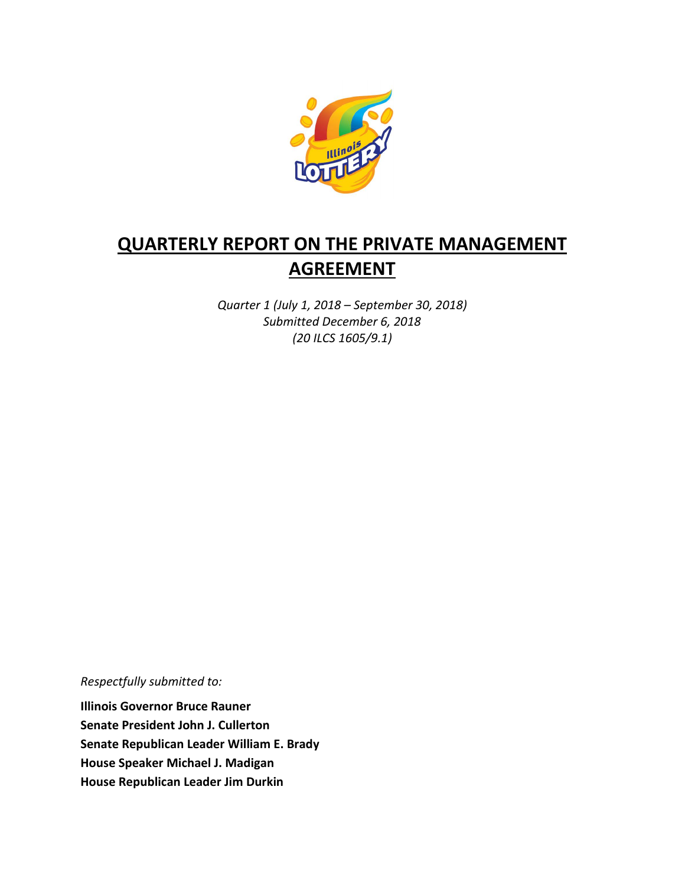# QUARTERLY REPORT ON THE PRIVATE MANAGEMENT AGREEMENT

*Quarter 1 (July 1, 2018 – September 30, 2018)*
*Submitted December 6, 2018*
*(20 ILCS 1605/9.1)*

*Respectfully submitted to:*

**Illinois Governor Bruce Rauner**
**Senate President John J. Cullerton**
**Senate Republican Leader William E. Brady**
**House Speaker Michael J. Madigan**
**House Republican Leader Jim Durkin**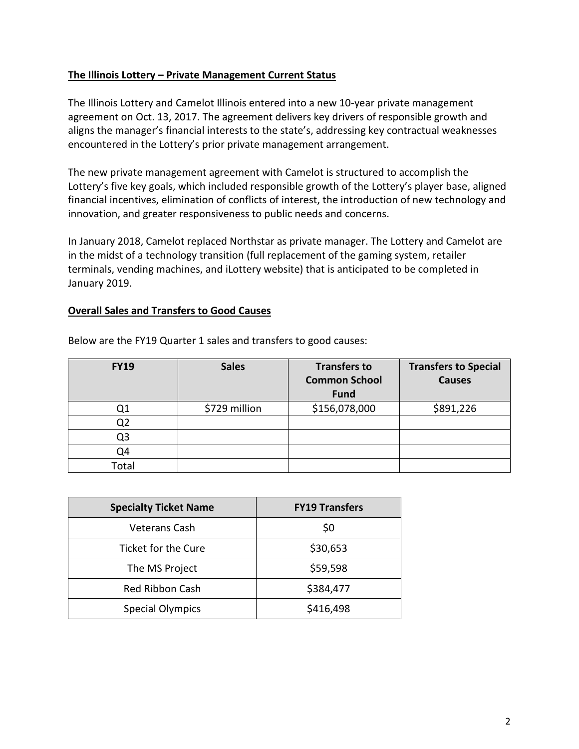**The Illinois Lottery – Private Management Current Status**

The Illinois Lottery and Camelot Illinois entered into a new 10-year private management agreement on Oct. 13, 2017. The agreement delivers key drivers of responsible growth and aligns the manager's financial interests to the state's, addressing key contractual weaknesses encountered in the Lottery's prior private management arrangement.

The new private management agreement with Camelot is structured to accomplish the Lottery's five key goals, which included responsible growth of the Lottery's player base, aligned financial incentives, elimination of conflicts of interest, the introduction of new technology and innovation, and greater responsiveness to public needs and concerns.

In January 2018, Camelot replaced Northstar as private manager. The Lottery and Camelot are in the midst of a technology transition (full replacement of the gaming system, retailer terminals, vending machines, and iLottery website) that is anticipated to be completed in January 2019.

**Overall Sales and Transfers to Good Causes**

Below are the FY19 Quarter 1 sales and transfers to good causes:

| FY19 | Sales | Transfers to Common School Fund | Transfers to Special Causes |
|---|---|---|---|
| Q1 | $729 million | $156,078,000 | $891,226 |
| Q2 | | | |
| Q3 | | | |
| Q4 | | | |
| Total | | | |

| Specialty Ticket Name | FY19 Transfers |
|---|---|
| Veterans Cash | $0 |
| Ticket for the Cure | $30,653 |
| The MS Project | $59,598 |
| Red Ribbon Cash | $384,477 |
| Special Olympics | $416,498 |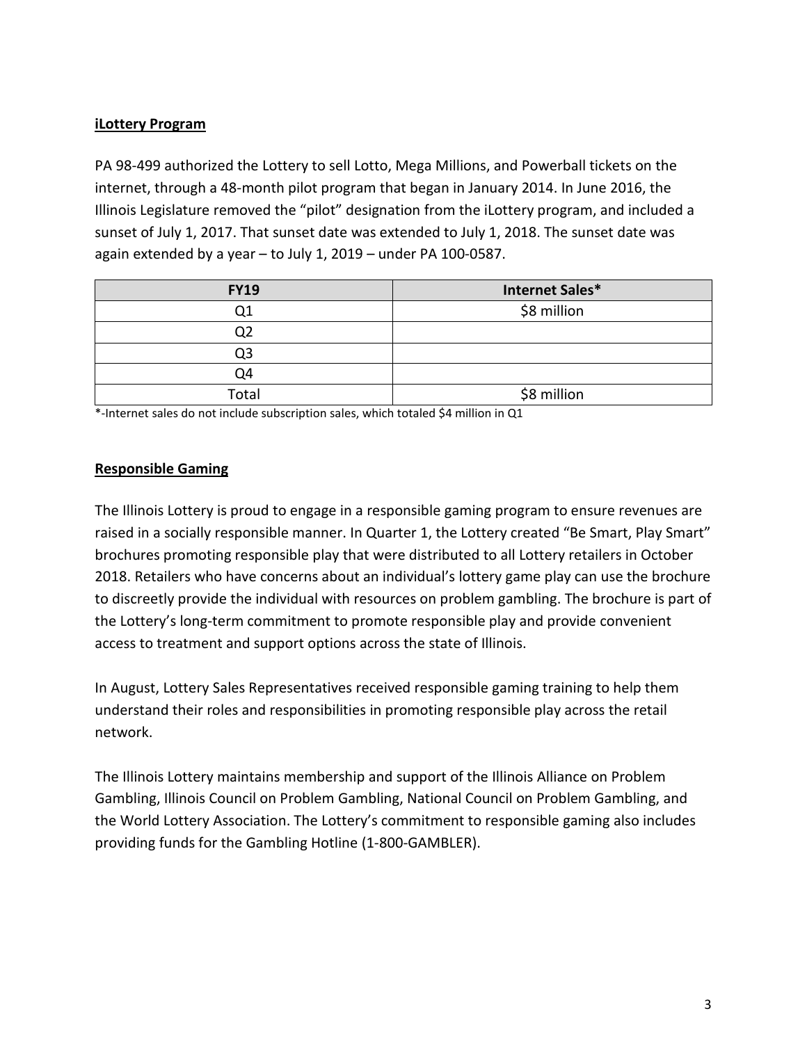**iLottery Program**

PA 98-499 authorized the Lottery to sell Lotto, Mega Millions, and Powerball tickets on the internet, through a 48-month pilot program that began in January 2014. In June 2016, the Illinois Legislature removed the "pilot" designation from the iLottery program, and included a sunset of July 1, 2017. That sunset date was extended to July 1, 2018. The sunset date was again extended by a year – to July 1, 2019 – under PA 100-0587.

| FY19 | Internet Sales* |
|---|---|
| Q1 | $8 million |
| Q2 | |
| Q3 | |
| Q4 | |
| Total | $8 million |

*-Internet sales do not include subscription sales, which totaled $4 million in Q1

**Responsible Gaming**

The Illinois Lottery is proud to engage in a responsible gaming program to ensure revenues are raised in a socially responsible manner. In Quarter 1, the Lottery created "Be Smart, Play Smart" brochures promoting responsible play that were distributed to all Lottery retailers in October 2018. Retailers who have concerns about an individual's lottery game play can use the brochure to discreetly provide the individual with resources on problem gambling. The brochure is part of the Lottery's long-term commitment to promote responsible play and provide convenient access to treatment and support options across the state of Illinois.

In August, Lottery Sales Representatives received responsible gaming training to help them understand their roles and responsibilities in promoting responsible play across the retail network.

The Illinois Lottery maintains membership and support of the Illinois Alliance on Problem Gambling, Illinois Council on Problem Gambling, National Council on Problem Gambling, and the World Lottery Association. The Lottery's commitment to responsible gaming also includes providing funds for the Gambling Hotline (1-800-GAMBLER).